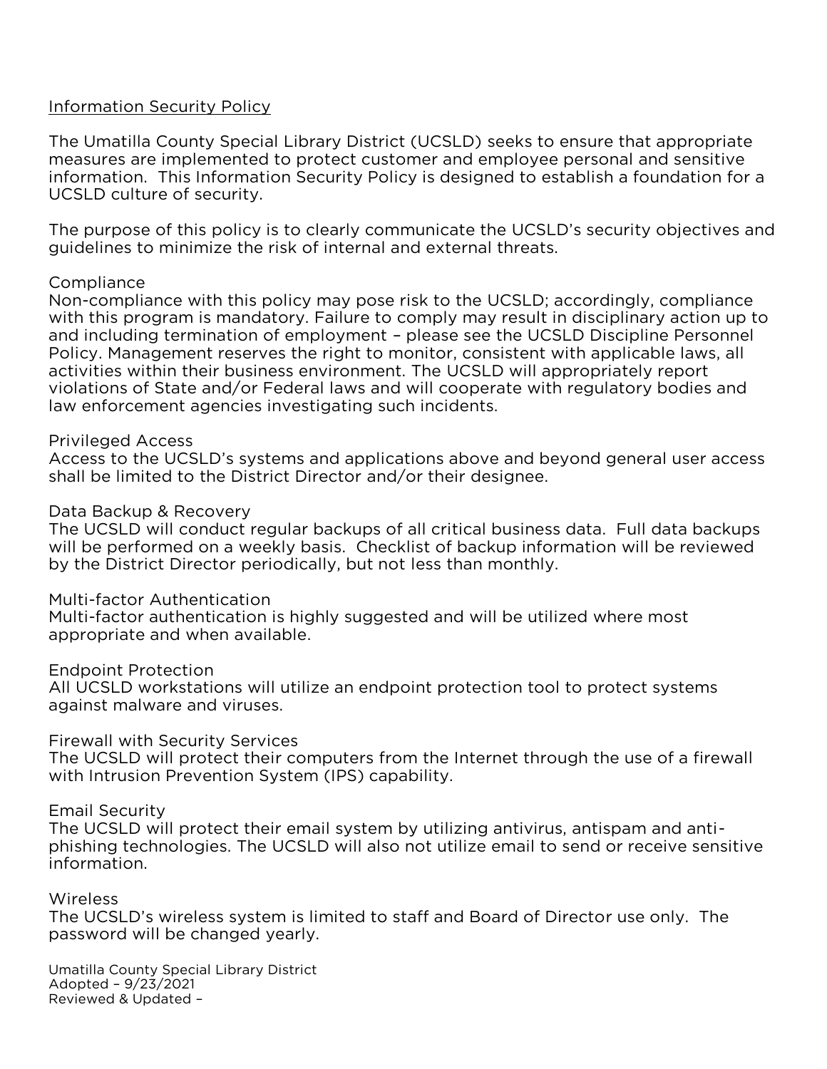# Information Security Policy

The Umatilla County Special Library District (UCSLD) seeks to ensure that appropriate measures are implemented to protect customer and employee personal and sensitive information. This Information Security Policy is designed to establish a foundation for a UCSLD culture of security.

The purpose of this policy is to clearly communicate the UCSLD's security objectives and guidelines to minimize the risk of internal and external threats.

## Compliance

Non-compliance with this policy may pose risk to the UCSLD; accordingly, compliance with this program is mandatory. Failure to comply may result in disciplinary action up to and including termination of employment – please see the UCSLD Discipline Personnel Policy. Management reserves the right to monitor, consistent with applicable laws, all activities within their business environment. The UCSLD will appropriately report violations of State and/or Federal laws and will cooperate with regulatory bodies and law enforcement agencies investigating such incidents.

## Privileged Access

Access to the UCSLD's systems and applications above and beyond general user access shall be limited to the District Director and/or their designee.

## Data Backup & Recovery

The UCSLD will conduct regular backups of all critical business data. Full data backups will be performed on a weekly basis. Checklist of backup information will be reviewed by the District Director periodically, but not less than monthly.

## Multi-factor Authentication

Multi-factor authentication is highly suggested and will be utilized where most appropriate and when available.

## Endpoint Protection

All UCSLD workstations will utilize an endpoint protection tool to protect systems against malware and viruses.

## Firewall with Security Services

The UCSLD will protect their computers from the Internet through the use of a firewall with Intrusion Prevention System (IPS) capability.

## Email Security

The UCSLD will protect their email system by utilizing antivirus, antispam and anti-phishing technologies. The UCSLD will also not utilize email to send or receive sensitive information.

## Wireless

The UCSLD's wireless system is limited to staff and Board of Director use only. The password will be changed yearly.

Umatilla County Special Library District
Adopted – 9/23/2021
Reviewed & Updated –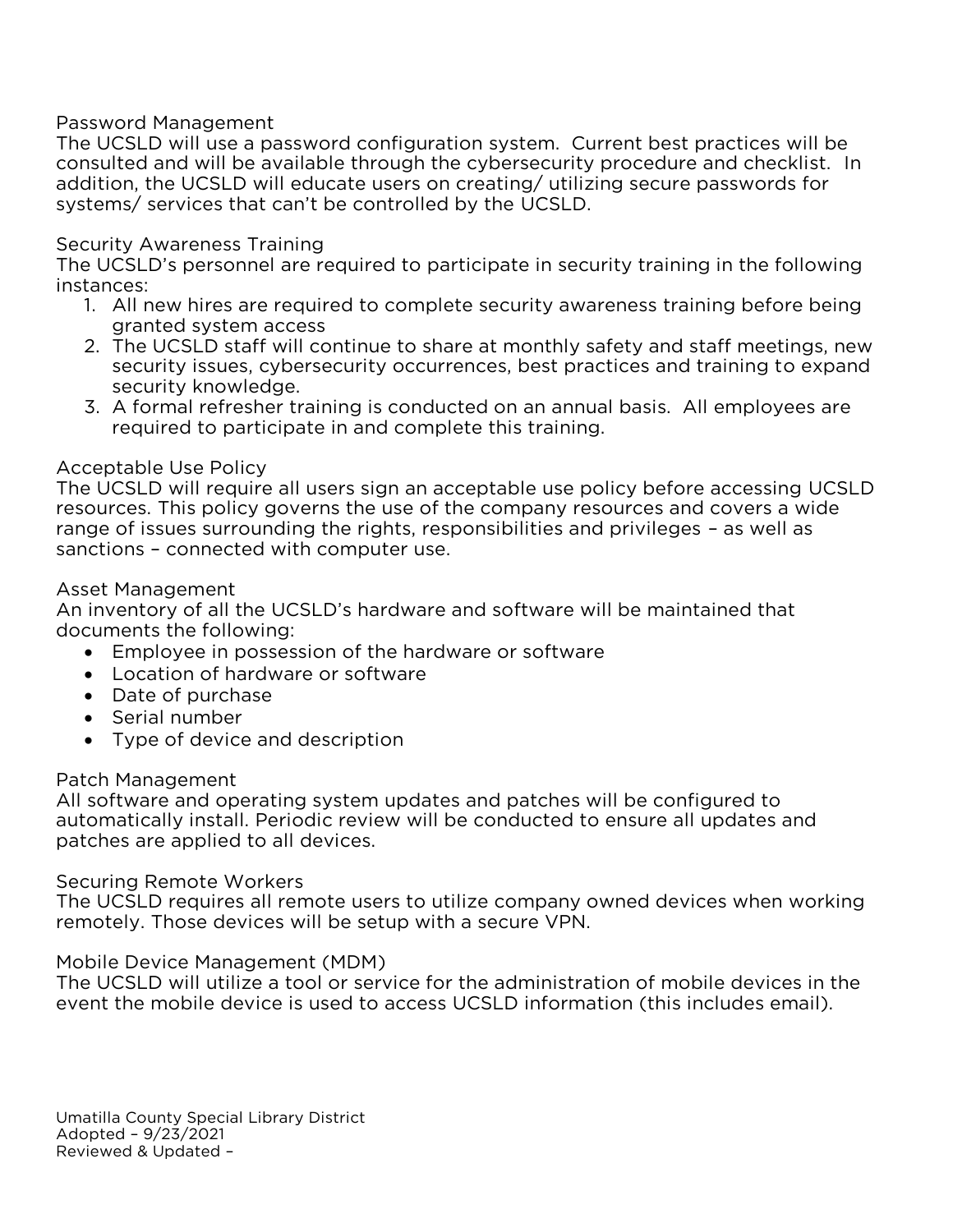## Password Management

The UCSLD will use a password configuration system. Current best practices will be consulted and will be available through the cybersecurity procedure and checklist. In addition, the UCSLD will educate users on creating/ utilizing secure passwords for systems/ services that can't be controlled by the UCSLD.

## Security Awareness Training

The UCSLD's personnel are required to participate in security training in the following instances:

1. All new hires are required to complete security awareness training before being granted system access
2. The UCSLD staff will continue to share at monthly safety and staff meetings, new security issues, cybersecurity occurrences, best practices and training to expand security knowledge.
3. A formal refresher training is conducted on an annual basis. All employees are required to participate in and complete this training.

## Acceptable Use Policy

The UCSLD will require all users sign an acceptable use policy before accessing UCSLD resources. This policy governs the use of the company resources and covers a wide range of issues surrounding the rights, responsibilities and privileges – as well as sanctions – connected with computer use.

## Asset Management

An inventory of all the UCSLD's hardware and software will be maintained that documents the following:

- Employee in possession of the hardware or software
- Location of hardware or software
- Date of purchase
- Serial number
- Type of device and description

## Patch Management

All software and operating system updates and patches will be configured to automatically install. Periodic review will be conducted to ensure all updates and patches are applied to all devices.

## Securing Remote Workers

The UCSLD requires all remote users to utilize company owned devices when working remotely. Those devices will be setup with a secure VPN.

## Mobile Device Management (MDM)

The UCSLD will utilize a tool or service for the administration of mobile devices in the event the mobile device is used to access UCSLD information (this includes email).

Umatilla County Special Library District
Adopted – 9/23/2021
Reviewed & Updated –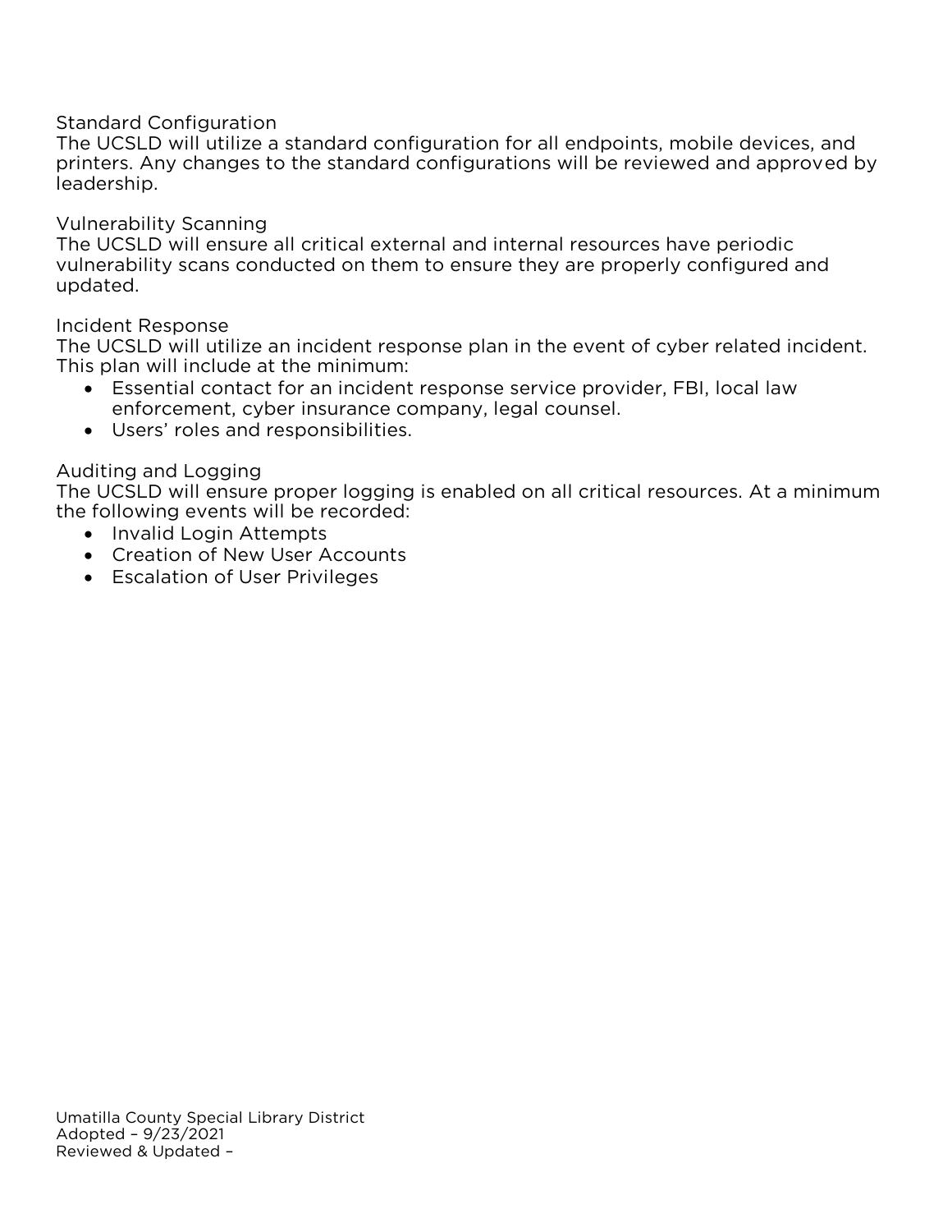### Standard Configuration

The UCSLD will utilize a standard configuration for all endpoints, mobile devices, and printers. Any changes to the standard configurations will be reviewed and approved by leadership.

### Vulnerability Scanning

The UCSLD will ensure all critical external and internal resources have periodic vulnerability scans conducted on them to ensure they are properly configured and updated.

### Incident Response

The UCSLD will utilize an incident response plan in the event of cyber related incident. This plan will include at the minimum:

- Essential contact for an incident response service provider, FBI, local law enforcement, cyber insurance company, legal counsel.
- Users' roles and responsibilities.

### Auditing and Logging

The UCSLD will ensure proper logging is enabled on all critical resources. At a minimum the following events will be recorded:

- Invalid Login Attempts
- Creation of New User Accounts
- Escalation of User Privileges

Umatilla County Special Library District
Adopted – 9/23/2021
Reviewed & Updated –